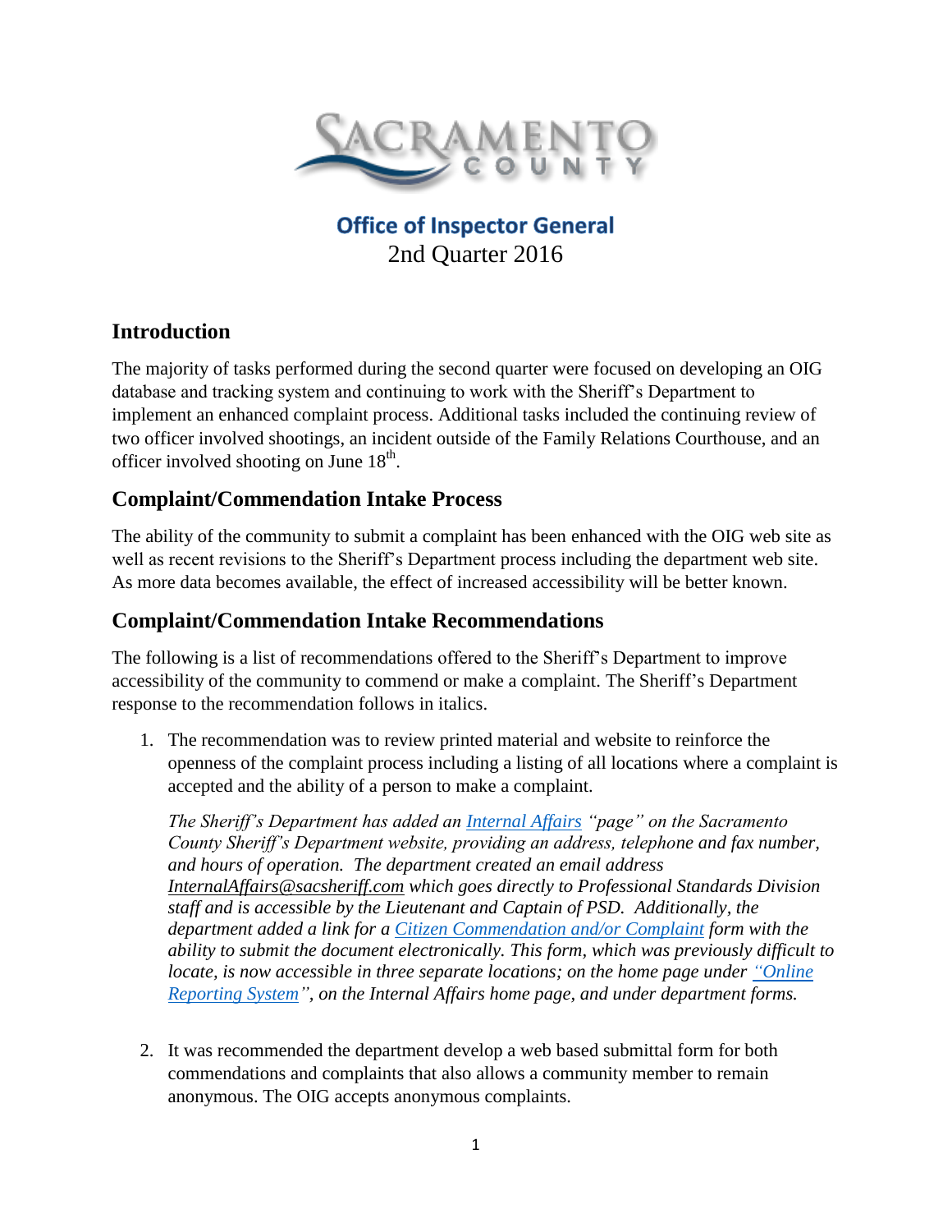# Sacramento County

## Office of Inspector General
2nd Quarter 2016

## Introduction

The majority of tasks performed during the second quarter were focused on developing an OIG database and tracking system and continuing to work with the Sheriff's Department to implement an enhanced complaint process. Additional tasks included the continuing review of two officer involved shootings, an incident outside of the Family Relations Courthouse, and an officer involved shooting on June 18th.

## Complaint/Commendation Intake Process

The ability of the community to submit a complaint has been enhanced with the OIG web site as well as recent revisions to the Sheriff's Department process including the department web site. As more data becomes available, the effect of increased accessibility will be better known.

## Complaint/Commendation Intake Recommendations

The following is a list of recommendations offered to the Sheriff's Department to improve accessibility of the community to commend or make a complaint. The Sheriff's Department response to the recommendation follows in italics.

1. The recommendation was to review printed material and website to reinforce the openness of the complaint process including a listing of all locations where a complaint is accepted and the ability of a person to make a complaint.

   *The Sheriff's Department has added an Internal Affairs "page" on the Sacramento County Sheriff's Department website, providing an address, telephone and fax number, and hours of operation. The department created an email address InternalAffairs@sacsheriff.com which goes directly to Professional Standards Division staff and is accessible by the Lieutenant and Captain of PSD. Additionally, the department added a link for a Citizen Commendation and/or Complaint form with the ability to submit the document electronically. This form, which was previously difficult to locate, is now accessible in three separate locations; on the home page under "Online Reporting System", on the Internal Affairs home page, and under department forms.*

2. It was recommended the department develop a web based submittal form for both commendations and complaints that also allows a community member to remain anonymous. The OIG accepts anonymous complaints.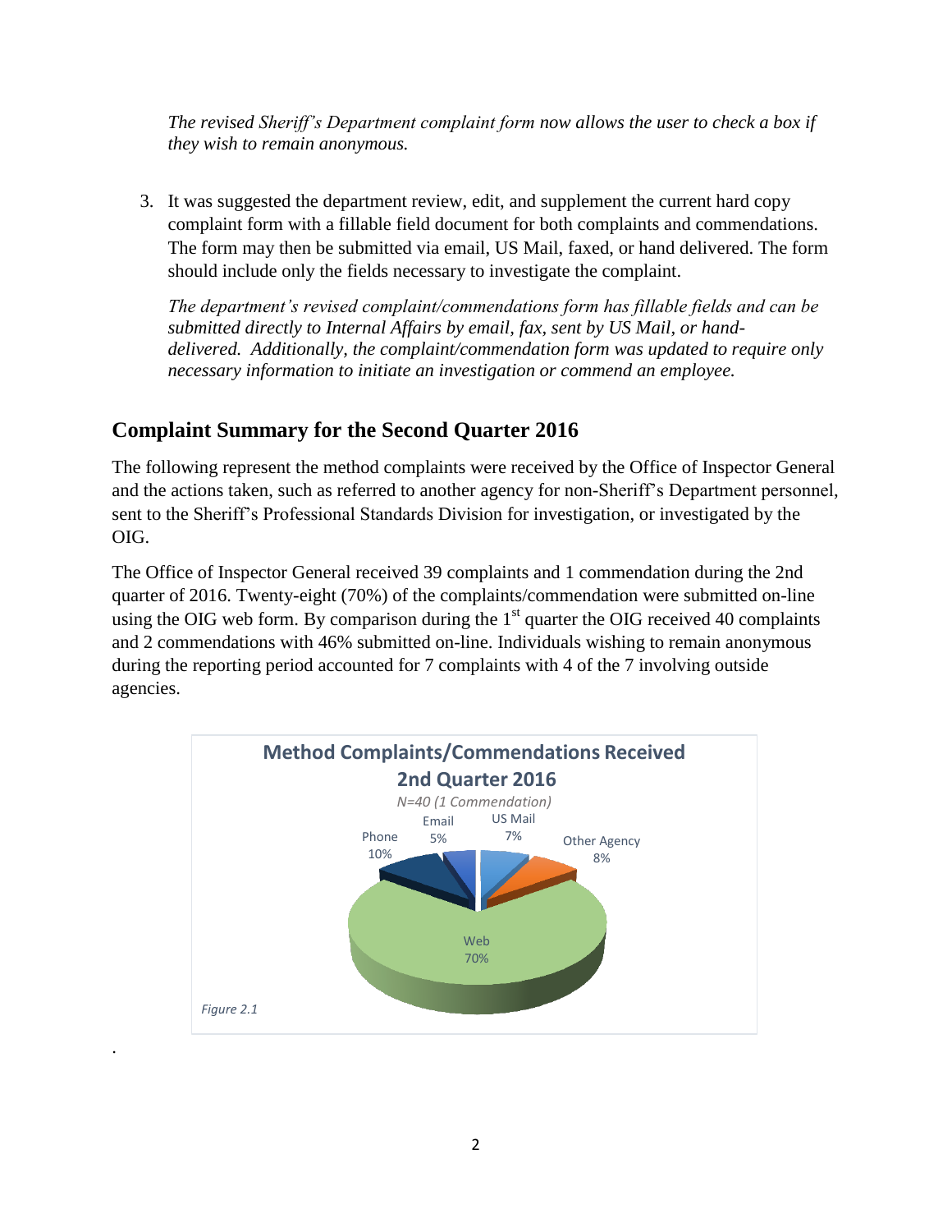*The revised Sheriff's Department complaint form now allows the user to check a box if they wish to remain anonymous.*

3. It was suggested the department review, edit, and supplement the current hard copy complaint form with a fillable field document for both complaints and commendations. The form may then be submitted via email, US Mail, faxed, or hand delivered. The form should include only the fields necessary to investigate the complaint.

   *The department's revised complaint/commendations form has fillable fields and can be submitted directly to Internal Affairs by email, fax, sent by US Mail, or hand-delivered. Additionally, the complaint/commendation form was updated to require only necessary information to initiate an investigation or commend an employee.*

## Complaint Summary for the Second Quarter 2016

The following represent the method complaints were received by the Office of Inspector General and the actions taken, such as referred to another agency for non-Sheriff's Department personnel, sent to the Sheriff's Professional Standards Division for investigation, or investigated by the OIG.

The Office of Inspector General received 39 complaints and 1 commendation during the 2nd quarter of 2016. Twenty-eight (70%) of the complaints/commendation were submitted on-line using the OIG web form. By comparison during the 1st quarter the OIG received 40 complaints and 2 commendations with 46% submitted on-line. Individuals wishing to remain anonymous during the reporting period accounted for 7 complaints with 4 of the 7 involving outside agencies.

**Method Complaints/Commendations Received 2nd Quarter 2016**

*N=40 (1 Commendation)*

| Method | Percent |
|---|---|
| Web | 70% |
| Phone | 10% |
| Other Agency | 8% |
| US Mail | 7% |
| Email | 5% |

*Figure 2.1*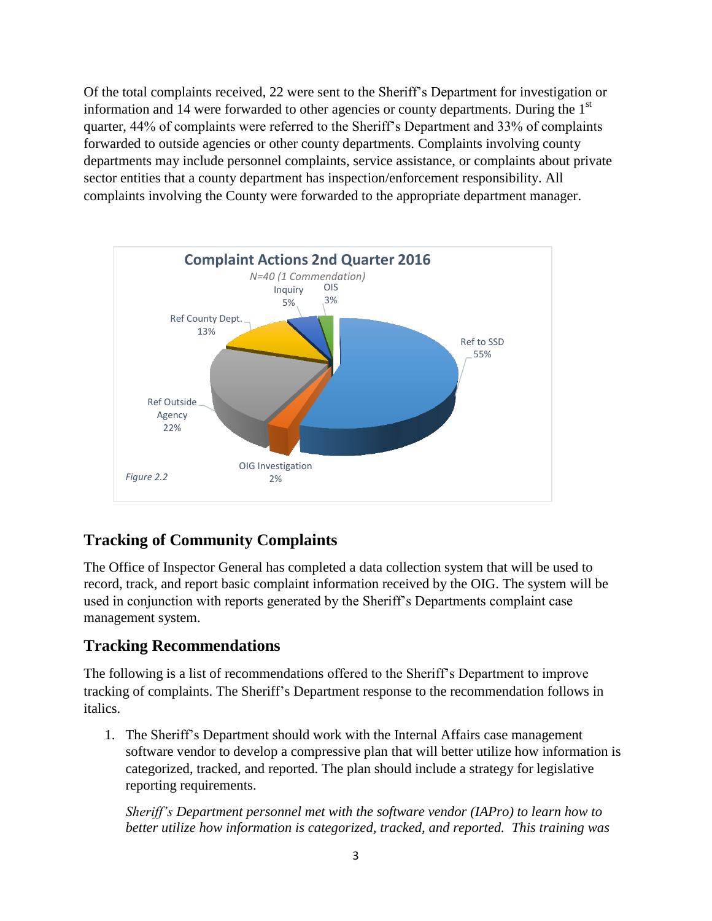Of the total complaints received, 22 were sent to the Sheriff's Department for investigation or information and 14 were forwarded to other agencies or county departments. During the 1st quarter, 44% of complaints were referred to the Sheriff's Department and 33% of complaints forwarded to outside agencies or other county departments. Complaints involving county departments may include personnel complaints, service assistance, or complaints about private sector entities that a county department has inspection/enforcement responsibility. All complaints involving the County were forwarded to the appropriate department manager.

**Complaint Actions 2nd Quarter 2016**

*N=40 (1 Commendation)*

| Category | Percent |
| --- | --- |
| Ref to SSD | 55% |
| Ref Outside Agency | 22% |
| Ref County Dept. | 13% |
| Inquiry | 5% |
| OIS | 3% |
| OIG Investigation | 2% |

*Figure 2.2*

## Tracking of Community Complaints

The Office of Inspector General has completed a data collection system that will be used to record, track, and report basic complaint information received by the OIG. The system will be used in conjunction with reports generated by the Sheriff's Departments complaint case management system.

## Tracking Recommendations

The following is a list of recommendations offered to the Sheriff's Department to improve tracking of complaints. The Sheriff's Department response to the recommendation follows in italics.

1. The Sheriff's Department should work with the Internal Affairs case management software vendor to develop a compressive plan that will better utilize how information is categorized, tracked, and reported. The plan should include a strategy for legislative reporting requirements.

   *Sheriff's Department personnel met with the software vendor (IAPro) to learn how to better utilize how information is categorized, tracked, and reported. This training was*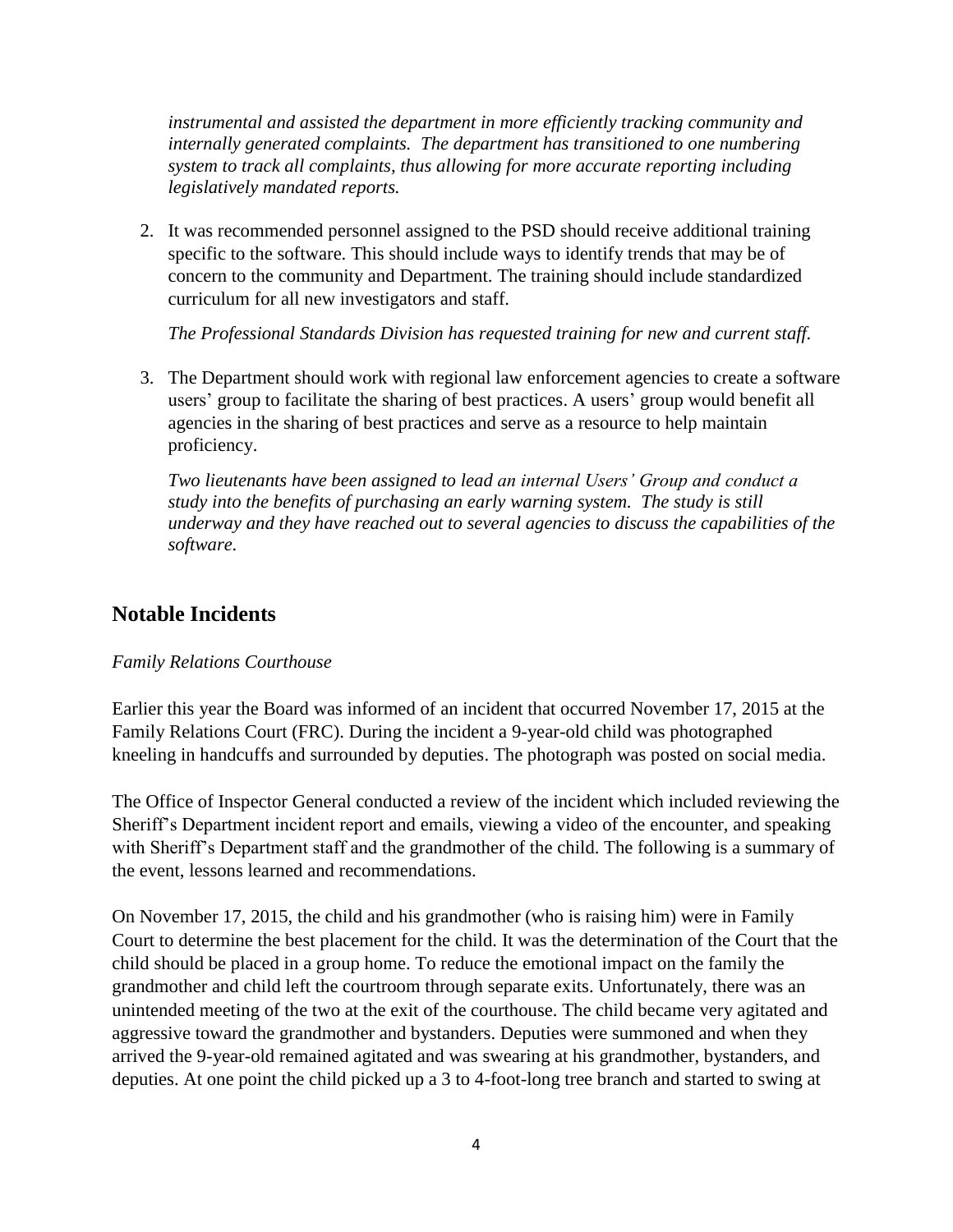*instrumental and assisted the department in more efficiently tracking community and internally generated complaints. The department has transitioned to one numbering system to track all complaints, thus allowing for more accurate reporting including legislatively mandated reports.*

2. It was recommended personnel assigned to the PSD should receive additional training specific to the software. This should include ways to identify trends that may be of concern to the community and Department. The training should include standardized curriculum for all new investigators and staff.

   *The Professional Standards Division has requested training for new and current staff.*

3. The Department should work with regional law enforcement agencies to create a software users' group to facilitate the sharing of best practices. A users' group would benefit all agencies in the sharing of best practices and serve as a resource to help maintain proficiency.

   *Two lieutenants have been assigned to lead an internal Users' Group and conduct a study into the benefits of purchasing an early warning system. The study is still underway and they have reached out to several agencies to discuss the capabilities of the software.*

## Notable Incidents

*Family Relations Courthouse*

Earlier this year the Board was informed of an incident that occurred November 17, 2015 at the Family Relations Court (FRC). During the incident a 9-year-old child was photographed kneeling in handcuffs and surrounded by deputies. The photograph was posted on social media.

The Office of Inspector General conducted a review of the incident which included reviewing the Sheriff's Department incident report and emails, viewing a video of the encounter, and speaking with Sheriff's Department staff and the grandmother of the child. The following is a summary of the event, lessons learned and recommendations.

On November 17, 2015, the child and his grandmother (who is raising him) were in Family Court to determine the best placement for the child. It was the determination of the Court that the child should be placed in a group home. To reduce the emotional impact on the family the grandmother and child left the courtroom through separate exits. Unfortunately, there was an unintended meeting of the two at the exit of the courthouse. The child became very agitated and aggressive toward the grandmother and bystanders. Deputies were summoned and when they arrived the 9-year-old remained agitated and was swearing at his grandmother, bystanders, and deputies. At one point the child picked up a 3 to 4-foot-long tree branch and started to swing at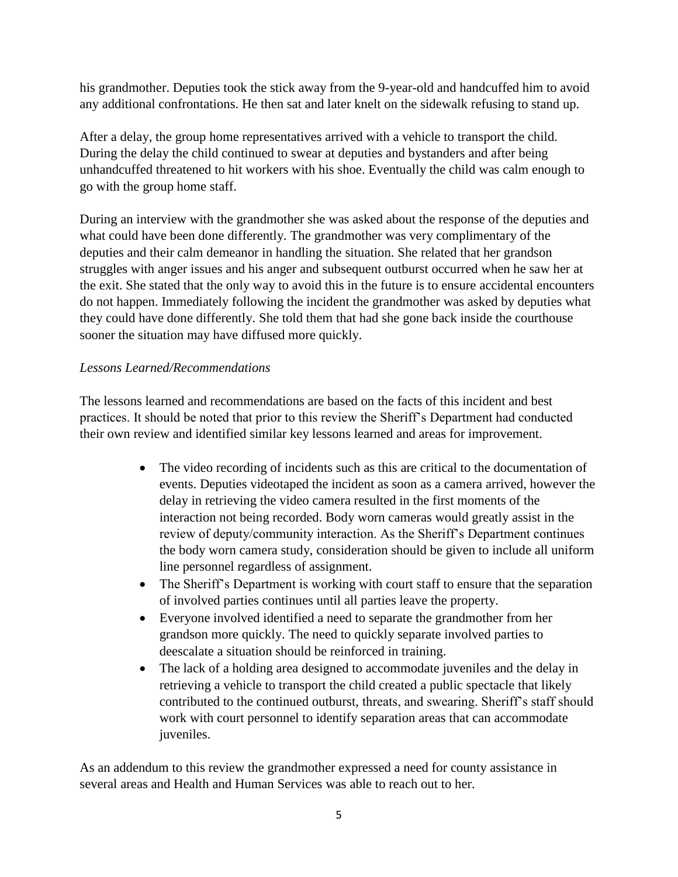his grandmother. Deputies took the stick away from the 9-year-old and handcuffed him to avoid any additional confrontations. He then sat and later knelt on the sidewalk refusing to stand up.

After a delay, the group home representatives arrived with a vehicle to transport the child. During the delay the child continued to swear at deputies and bystanders and after being unhandcuffed threatened to hit workers with his shoe. Eventually the child was calm enough to go with the group home staff.

During an interview with the grandmother she was asked about the response of the deputies and what could have been done differently. The grandmother was very complimentary of the deputies and their calm demeanor in handling the situation. She related that her grandson struggles with anger issues and his anger and subsequent outburst occurred when he saw her at the exit. She stated that the only way to avoid this in the future is to ensure accidental encounters do not happen. Immediately following the incident the grandmother was asked by deputies what they could have done differently. She told them that had she gone back inside the courthouse sooner the situation may have diffused more quickly.

*Lessons Learned/Recommendations*

The lessons learned and recommendations are based on the facts of this incident and best practices. It should be noted that prior to this review the Sheriff's Department had conducted their own review and identified similar key lessons learned and areas for improvement.

- The video recording of incidents such as this are critical to the documentation of events. Deputies videotaped the incident as soon as a camera arrived, however the delay in retrieving the video camera resulted in the first moments of the interaction not being recorded. Body worn cameras would greatly assist in the review of deputy/community interaction. As the Sheriff's Department continues the body worn camera study, consideration should be given to include all uniform line personnel regardless of assignment.
- The Sheriff's Department is working with court staff to ensure that the separation of involved parties continues until all parties leave the property.
- Everyone involved identified a need to separate the grandmother from her grandson more quickly. The need to quickly separate involved parties to deescalate a situation should be reinforced in training.
- The lack of a holding area designed to accommodate juveniles and the delay in retrieving a vehicle to transport the child created a public spectacle that likely contributed to the continued outburst, threats, and swearing. Sheriff's staff should work with court personnel to identify separation areas that can accommodate juveniles.

As an addendum to this review the grandmother expressed a need for county assistance in several areas and Health and Human Services was able to reach out to her.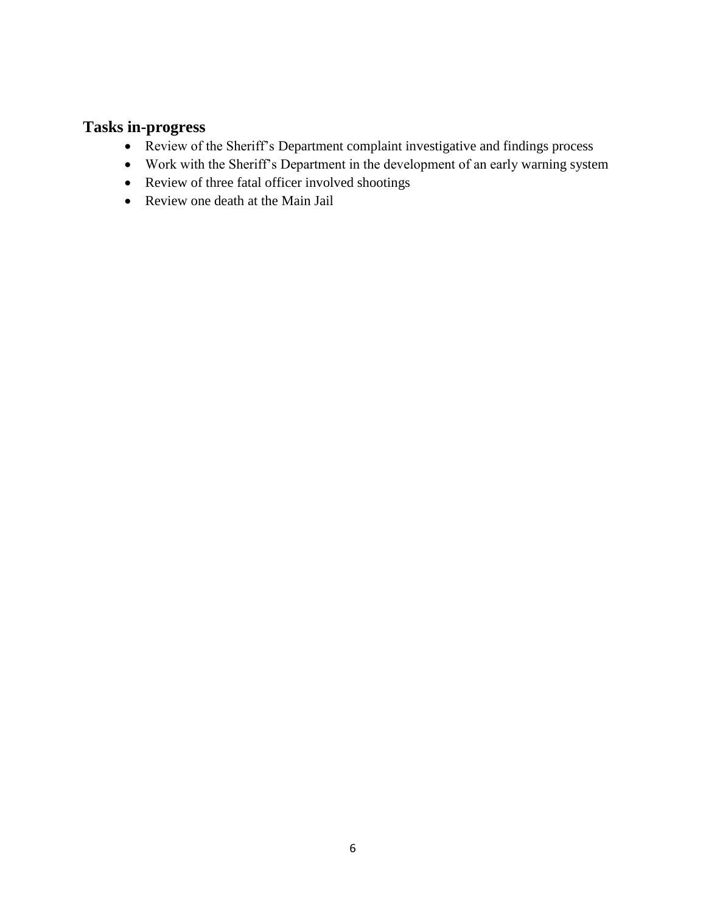## Tasks in-progress

- Review of the Sheriff's Department complaint investigative and findings process
- Work with the Sheriff's Department in the development of an early warning system
- Review of three fatal officer involved shootings
- Review one death at the Main Jail